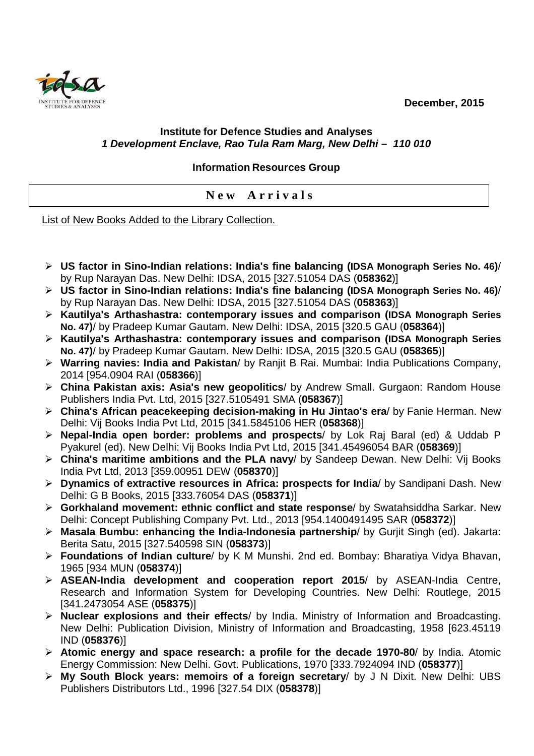December, 2015

**Institute for Defence Studies and Analyses**
***1 Development Enclave, Rao Tula Ram Marg, New Delhi – 110 010***

**Information Resources Group**

## New Arrivals

List of New Books Added to the Library Collection.

- **US factor in Sino-Indian relations: India's fine balancing (IDSA Monograph Series No. 46)**/ by Rup Narayan Das. New Delhi: IDSA, 2015 [327.51054 DAS (**058362**)]
- **US factor in Sino-Indian relations: India's fine balancing (IDSA Monograph Series No. 46)**/ by Rup Narayan Das. New Delhi: IDSA, 2015 [327.51054 DAS (**058363**)]
- **Kautilya's Arthashastra: contemporary issues and comparison (IDSA Monograph Series No. 47)**/ by Pradeep Kumar Gautam. New Delhi: IDSA, 2015 [320.5 GAU (**058364**)]
- **Kautilya's Arthashastra: contemporary issues and comparison (IDSA Monograph Series No. 47)**/ by Pradeep Kumar Gautam. New Delhi: IDSA, 2015 [320.5 GAU (**058365**)]
- **Warring navies: India and Pakistan**/ by Ranjit B Rai. Mumbai: India Publications Company, 2014 [954.0904 RAI (**058366**)]
- **China Pakistan axis: Asia's new geopolitics**/ by Andrew Small. Gurgaon: Random House Publishers India Pvt. Ltd, 2015 [327.5105491 SMA (**058367**)]
- **China's African peacekeeping decision-making in Hu Jintao's era**/ by Fanie Herman. New Delhi: Vij Books India Pvt Ltd, 2015 [341.5845106 HER (**058368**)]
- **Nepal-India open border: problems and prospects**/ by Lok Raj Baral (ed) & Uddab P Pyakurel (ed). New Delhi: Vij Books India Pvt Ltd, 2015 [341.45496054 BAR (**058369**)]
- **China's maritime ambitions and the PLA navy**/ by Sandeep Dewan. New Delhi: Vij Books India Pvt Ltd, 2013 [359.00951 DEW (**058370**)]
- **Dynamics of extractive resources in Africa: prospects for India**/ by Sandipani Dash. New Delhi: G B Books, 2015 [333.76054 DAS (**058371**)]
- **Gorkhaland movement: ethnic conflict and state response**/ by Swatahsiddha Sarkar. New Delhi: Concept Publishing Company Pvt. Ltd., 2013 [954.1400491495 SAR (**058372**)]
- **Masala Bumbu: enhancing the India-Indonesia partnership**/ by Gurjit Singh (ed). Jakarta: Berita Satu, 2015 [327.540598 SIN (**058373**)]
- **Foundations of Indian culture**/ by K M Munshi. 2nd ed. Bombay: Bharatiya Vidya Bhavan, 1965 [934 MUN (**058374**)]
- **ASEAN-India development and cooperation report 2015**/ by ASEAN-India Centre, Research and Information System for Developing Countries. New Delhi: Routlege, 2015 [341.2473054 ASE (**058375**)]
- **Nuclear explosions and their effects**/ by India. Ministry of Information and Broadcasting. New Delhi: Publication Division, Ministry of Information and Broadcasting, 1958 [623.45119 IND (**058376**)]
- **Atomic energy and space research: a profile for the decade 1970-80**/ by India. Atomic Energy Commission: New Delhi. Govt. Publications, 1970 [333.7924094 IND (**058377**)]
- **My South Block years: memoirs of a foreign secretary**/ by J N Dixit. New Delhi: UBS Publishers Distributors Ltd., 1996 [327.54 DIX (**058378**)]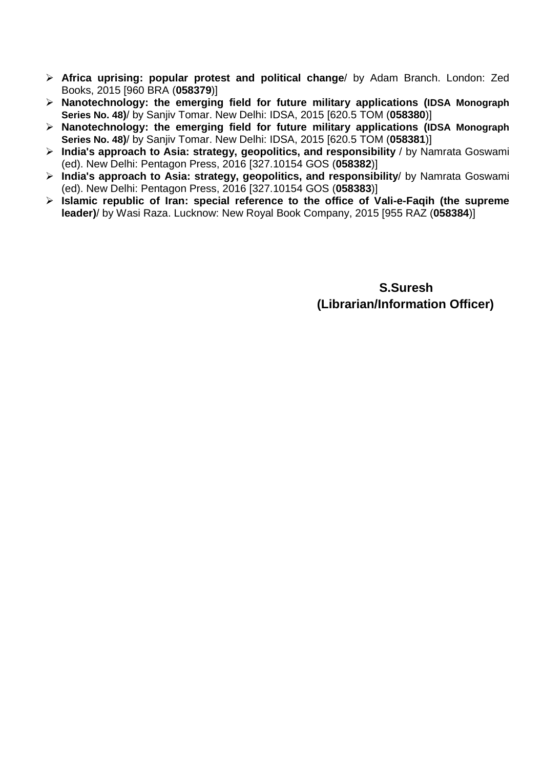- **Africa uprising: popular protest and political change**/ by Adam Branch. London: Zed Books, 2015 [960 BRA (**058379**)]
- **Nanotechnology: the emerging field for future military applications (IDSA Monograph Series No. 48)**/ by Sanjiv Tomar. New Delhi: IDSA, 2015 [620.5 TOM (**058380**)]
- **Nanotechnology: the emerging field for future military applications (IDSA Monograph Series No. 48)**/ by Sanjiv Tomar. New Delhi: IDSA, 2015 [620.5 TOM (**058381**)]
- **India's approach to Asia: strategy, geopolitics, and responsibility** / by Namrata Goswami (ed). New Delhi: Pentagon Press, 2016 [327.10154 GOS (**058382**)]
- **India's approach to Asia: strategy, geopolitics, and responsibility**/ by Namrata Goswami (ed). New Delhi: Pentagon Press, 2016 [327.10154 GOS (**058383**)]
- **Islamic republic of Iran: special reference to the office of Vali-e-Faqih (the supreme leader)**/ by Wasi Raza. Lucknow: New Royal Book Company, 2015 [955 RAZ (**058384**)]

**S.Suresh**
**(Librarian/Information Officer)**